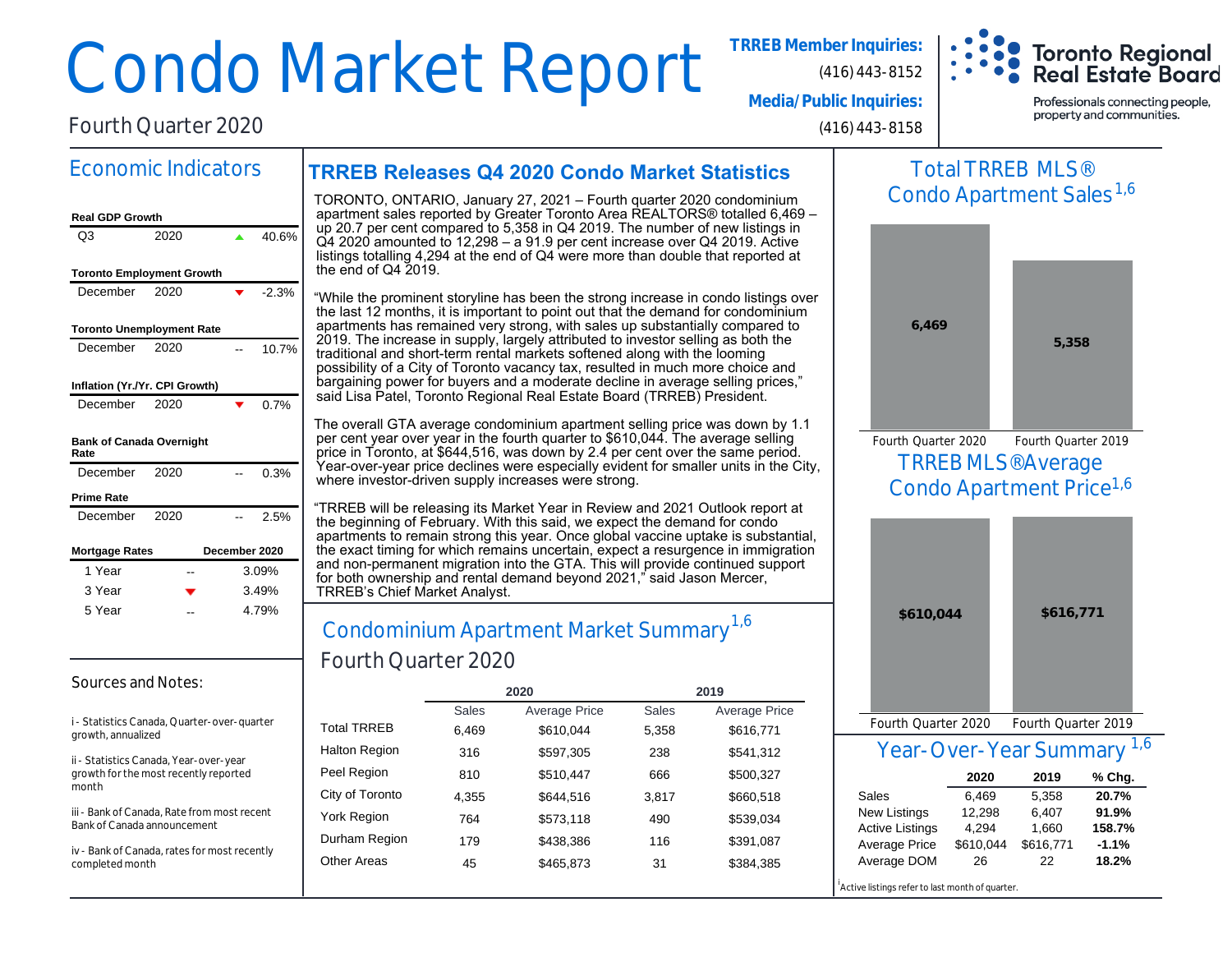# Condo Market Report

Fourth Quarter 2020

**TRREB Member Inquiries:**
(416) 443-8152
**Media/Public Inquiries:**
(416) 443-8158

Toronto Regional Real Estate Board
Professionals connecting people, property and communities.

## Economic Indicators

**Real GDP Growth**

| Q3 | 2020 | ▲ | 40.6% |
|---|---|---|---|

**Toronto Employment Growth**

| December | 2020 | ▼ | -2.3% |
|---|---|---|---|

**Toronto Unemployment Rate**

| December | 2020 | -- | 10.7% |
|---|---|---|---|

**Inflation (Yr./Yr. CPI Growth)**

| December | 2020 | ▼ | 0.7% |
|---|---|---|---|

**Bank of Canada Overnight Rate**

| December | 2020 | -- | 0.3% |
|---|---|---|---|

**Prime Rate**

| December | 2020 | -- | 2.5% |
|---|---|---|---|

**Mortgage Rates** — **December 2020**

| Term | | Rate |
|---|---|---|
| 1 Year | -- | 3.09% |
| 3 Year | ▼ | 3.49% |
| 5 Year | -- | 4.79% |

### Sources and Notes:

i - Statistics Canada, Quarter-over-quarter growth, annualized

ii - Statistics Canada, Year-over-year growth for the most recently reported month

iii - Bank of Canada, Rate from most recent Bank of Canada announcement

iv - Bank of Canada, rates for most recently completed month

## TRREB Releases Q4 2020 Condo Market Statistics

TORONTO, ONTARIO, January 27, 2021 – Fourth quarter 2020 condominium apartment sales reported by Greater Toronto Area REALTORS® totalled 6,469 – up 20.7 per cent compared to 5,358 in Q4 2019. The number of new listings in Q4 2020 amounted to 12,298 – a 91.9 per cent increase over Q4 2019. Active listings totalling 4,294 at the end of Q4 were more than double that reported at the end of Q4 2019.

"While the prominent storyline has been the strong increase in condo listings over the last 12 months, it is important to point out that the demand for condominium apartments has remained very strong, with sales up substantially compared to 2019. The increase in supply, largely attributed to investor selling as both the traditional and short-term rental markets softened along with the looming possibility of a City of Toronto vacancy tax, resulted in much more choice and bargaining power for buyers and a moderate decline in average selling prices," said Lisa Patel, Toronto Regional Real Estate Board (TRREB) President.

The overall GTA average condominium apartment selling price was down by 1.1 per cent year over year in the fourth quarter to $610,044. The average selling price in Toronto, at $644,516, was down by 2.4 per cent over the same period. Year-over-year price declines were especially evident for smaller units in the City, where investor-driven supply increases were strong.

"TRREB will be releasing its Market Year in Review and 2021 Outlook report at the beginning of February. With this said, we expect the demand for condo apartments to remain strong this year. Once global vaccine uptake is substantial, the exact timing for which remains uncertain, expect a resurgence in immigration and non-permanent migration into the GTA. This will provide continued support for both ownership and rental demand beyond 2021," said Jason Mercer, TRREB's Chief Market Analyst.

## Condominium Apartment Market Summary[1,6]

### Fourth Quarter 2020

| | 2020 | | 2019 | |
|---|---|---|---|---|
| | Sales | Average Price | Sales | Average Price |
| Total TRREB | 6,469 | $610,044 | 5,358 | $616,771 |
| Halton Region | 316 | $597,305 | 238 | $541,312 |
| Peel Region | 810 | $510,447 | 666 | $500,327 |
| City of Toronto | 4,355 | $644,516 | 3,817 | $660,518 |
| York Region | 764 | $573,118 | 490 | $539,034 |
| Durham Region | 179 | $438,386 | 116 | $391,087 |
| Other Areas | 45 | $465,873 | 31 | $384,385 |

## Total TRREB MLS® Condo Apartment Sales[1,6]

| Fourth Quarter 2020 | Fourth Quarter 2019 |
|---|---|
| 6,469 | 5,358 |

## TRREB MLS® Average Condo Apartment Price[1,6]

| Fourth Quarter 2020 | Fourth Quarter 2019 |
|---|---|
| $610,044 | $616,771 |

## Year-Over-Year Summary[1,6]

| | 2020 | 2019 | % Chg. |
|---|---|---|---|
| Sales | 6,469 | 5,358 | **20.7%** |
| New Listings | 12,298 | 6,407 | **91.9%** |
| Active Listings | 4,294 | 1,660 | **158.7%** |
| Average Price | $610,044 | $616,771 | **-1.1%** |
| Average DOM | 26 | 22 | **18.2%** |

[i] Active listings refer to last month of quarter.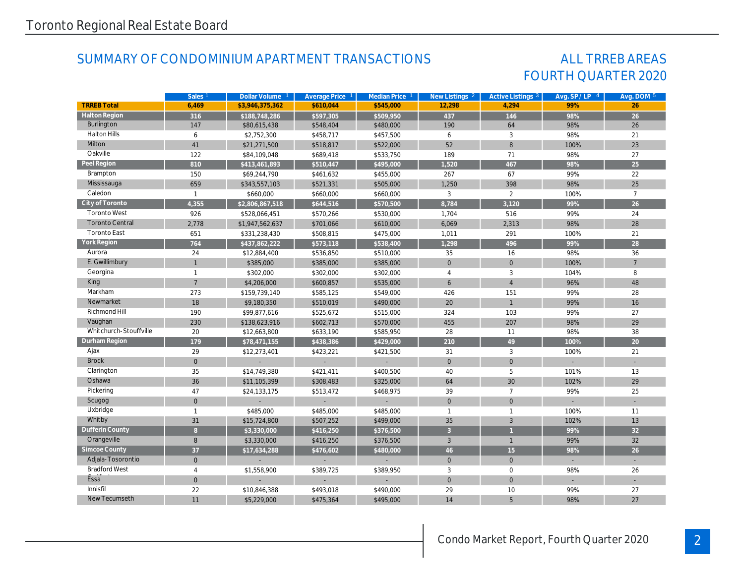Toronto Regional Real Estate Board

## SUMMARY OF CONDOMINIUM APARTMENT TRANSACTIONS

## ALL TRREB AREAS FOURTH QUARTER 2020

| | Sales [1] | Dollar Volume [1] | Average Price [1] | Median Price [1] | New Listings [2] | Active Listings [3] | Avg. SP / LP [4] | Avg. DOM [5] |
|---|---|---|---|---|---|---|---|---|
| **TRREB Total** | **6,469** | **$3,946,375,362** | **$610,044** | **$545,000** | **12,298** | **4,294** | **99%** | **26** |
| **Halton Region** | **316** | **$188,748,286** | **$597,305** | **$509,950** | **437** | **146** | **98%** | **26** |
| Burlington | 147 | $80,615,438 | $548,404 | $480,000 | 190 | 64 | 98% | 26 |
| Halton Hills | 6 | $2,752,300 | $458,717 | $457,500 | 6 | 3 | 98% | 21 |
| Milton | 41 | $21,271,500 | $518,817 | $522,000 | 52 | 8 | 100% | 23 |
| Oakville | 122 | $84,109,048 | $689,418 | $533,750 | 189 | 71 | 98% | 27 |
| **Peel Region** | **810** | **$413,461,893** | **$510,447** | **$495,000** | **1,520** | **467** | **98%** | **25** |
| Brampton | 150 | $69,244,790 | $461,632 | $455,000 | 267 | 67 | 99% | 22 |
| Mississauga | 659 | $343,557,103 | $521,331 | $505,000 | 1,250 | 398 | 98% | 25 |
| Caledon | 1 | $660,000 | $660,000 | $660,000 | 3 | 2 | 100% | 7 |
| **City of Toronto** | **4,355** | **$2,806,867,518** | **$644,516** | **$570,500** | **8,784** | **3,120** | **99%** | **26** |
| Toronto West | 926 | $528,066,451 | $570,266 | $530,000 | 1,704 | 516 | 99% | 24 |
| Toronto Central | 2,778 | $1,947,562,637 | $701,066 | $610,000 | 6,069 | 2,313 | 98% | 28 |
| Toronto East | 651 | $331,238,430 | $508,815 | $475,000 | 1,011 | 291 | 100% | 21 |
| **York Region** | **764** | **$437,862,222** | **$573,118** | **$538,400** | **1,298** | **496** | **99%** | **28** |
| Aurora | 24 | $12,884,400 | $536,850 | $510,000 | 35 | 16 | 98% | 36 |
| E. Gwillimbury | 1 | $385,000 | $385,000 | $385,000 | 0 | 0 | 100% | 7 |
| Georgina | 1 | $302,000 | $302,000 | $302,000 | 4 | 3 | 104% | 8 |
| King | 7 | $4,206,000 | $600,857 | $535,000 | 6 | 4 | 96% | 48 |
| Markham | 273 | $159,739,140 | $585,125 | $549,000 | 426 | 151 | 99% | 28 |
| Newmarket | 18 | $9,180,350 | $510,019 | $490,000 | 20 | 1 | 99% | 16 |
| Richmond Hill | 190 | $99,877,616 | $525,672 | $515,000 | 324 | 103 | 99% | 27 |
| Vaughan | 230 | $138,623,916 | $602,713 | $570,000 | 455 | 207 | 98% | 29 |
| Whitchurch-Stouffville | 20 | $12,663,800 | $633,190 | $585,950 | 28 | 11 | 98% | 38 |
| **Durham Region** | **179** | **$78,471,155** | **$438,386** | **$429,000** | **210** | **49** | **100%** | **20** |
| Ajax | 29 | $12,273,401 | $423,221 | $421,500 | 31 | 3 | 100% | 21 |
| Brock | 0 | - | - | - | 0 | 0 | - | - |
| Clarington | 35 | $14,749,380 | $421,411 | $400,500 | 40 | 5 | 101% | 13 |
| Oshawa | 36 | $11,105,399 | $308,483 | $325,000 | 64 | 30 | 102% | 29 |
| Pickering | 47 | $24,133,175 | $513,472 | $468,975 | 39 | 7 | 99% | 25 |
| Scugog | 0 | - | - | - | 0 | 0 | - | - |
| Uxbridge | 1 | $485,000 | $485,000 | $485,000 | 1 | 1 | 100% | 11 |
| Whitby | 31 | $15,724,800 | $507,252 | $499,000 | 35 | 3 | 102% | 13 |
| **Dufferin County** | **8** | **$3,330,000** | **$416,250** | **$376,500** | **3** | **1** | **99%** | **32** |
| Orangeville | 8 | $3,330,000 | $416,250 | $376,500 | 3 | 1 | 99% | 32 |
| **Simcoe County** | **37** | **$17,634,288** | **$476,602** | **$480,000** | **46** | **15** | **98%** | **26** |
| Adjala-Tosorontio | 0 | - | - | - | 0 | 0 | - | - |
| Bradford West Gwillimbury | 4 | $1,558,900 | $389,725 | $389,950 | 3 | 0 | 98% | 26 |
| Essa | 0 | - | - | - | 0 | 0 | - | - |
| Innisfil | 22 | $10,846,388 | $493,018 | $490,000 | 29 | 10 | 99% | 27 |
| New Tecumseth | 11 | $5,229,000 | $475,364 | $495,000 | 14 | 5 | 98% | 27 |

Condo Market Report, Fourth Quarter 2020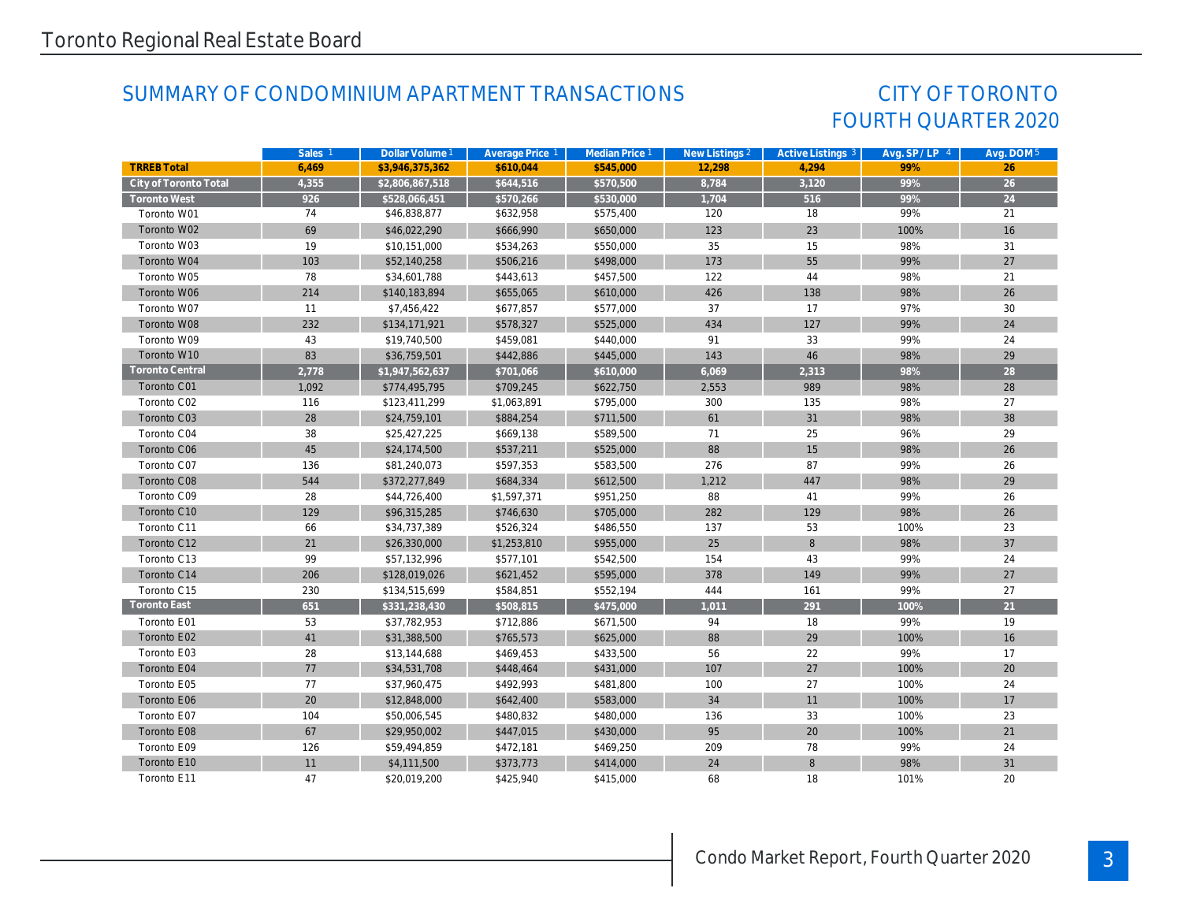Toronto Regional Real Estate Board

## SUMMARY OF CONDOMINIUM APARTMENT TRANSACTIONS

## CITY OF TORONTO FOURTH QUARTER 2020

| | Sales [1] | Dollar Volume [1] | Average Price [1] | Median Price [1] | New Listings [2] | Active Listings [3] | Avg. SP / LP [4] | Avg. DOM [5] |
|---|---|---|---|---|---|---|---|---|
| **TRREB Total** | **6,469** | **$3,946,375,362** | **$610,044** | **$545,000** | **12,298** | **4,294** | **99%** | **26** |
| **City of Toronto Total** | **4,355** | **$2,806,867,518** | **$644,516** | **$570,500** | **8,784** | **3,120** | **99%** | **26** |
| **Toronto West** | **926** | **$528,066,451** | **$570,266** | **$530,000** | **1,704** | **516** | **99%** | **24** |
| Toronto W01 | 74 | $46,838,877 | $632,958 | $575,400 | 120 | 18 | 99% | 21 |
| Toronto W02 | 69 | $46,022,290 | $666,990 | $650,000 | 123 | 23 | 100% | 16 |
| Toronto W03 | 19 | $10,151,000 | $534,263 | $550,000 | 35 | 15 | 98% | 31 |
| Toronto W04 | 103 | $52,140,258 | $506,216 | $498,000 | 173 | 55 | 99% | 27 |
| Toronto W05 | 78 | $34,601,788 | $443,613 | $457,500 | 122 | 44 | 98% | 21 |
| Toronto W06 | 214 | $140,183,894 | $655,065 | $610,000 | 426 | 138 | 98% | 26 |
| Toronto W07 | 11 | $7,456,422 | $677,857 | $577,000 | 37 | 17 | 97% | 30 |
| Toronto W08 | 232 | $134,171,921 | $578,327 | $525,000 | 434 | 127 | 99% | 24 |
| Toronto W09 | 43 | $19,740,500 | $459,081 | $440,000 | 91 | 33 | 99% | 24 |
| Toronto W10 | 83 | $36,759,501 | $442,886 | $445,000 | 143 | 46 | 98% | 29 |
| **Toronto Central** | **2,778** | **$1,947,562,637** | **$701,066** | **$610,000** | **6,069** | **2,313** | **98%** | **28** |
| Toronto C01 | 1,092 | $774,495,795 | $709,245 | $622,750 | 2,553 | 989 | 98% | 28 |
| Toronto C02 | 116 | $123,411,299 | $1,063,891 | $795,000 | 300 | 135 | 98% | 27 |
| Toronto C03 | 28 | $24,759,101 | $884,254 | $711,500 | 61 | 31 | 98% | 38 |
| Toronto C04 | 38 | $25,427,225 | $669,138 | $589,500 | 71 | 25 | 96% | 29 |
| Toronto C06 | 45 | $24,174,500 | $537,211 | $525,000 | 88 | 15 | 98% | 26 |
| Toronto C07 | 136 | $81,240,073 | $597,353 | $583,500 | 276 | 87 | 99% | 26 |
| Toronto C08 | 544 | $372,277,849 | $684,334 | $612,500 | 1,212 | 447 | 98% | 29 |
| Toronto C09 | 28 | $44,726,400 | $1,597,371 | $951,250 | 88 | 41 | 99% | 26 |
| Toronto C10 | 129 | $96,315,285 | $746,630 | $705,000 | 282 | 129 | 98% | 26 |
| Toronto C11 | 66 | $34,737,389 | $526,324 | $486,550 | 137 | 53 | 100% | 23 |
| Toronto C12 | 21 | $26,330,000 | $1,253,810 | $955,000 | 25 | 8 | 98% | 37 |
| Toronto C13 | 99 | $57,132,996 | $577,101 | $542,500 | 154 | 43 | 99% | 24 |
| Toronto C14 | 206 | $128,019,026 | $621,452 | $595,000 | 378 | 149 | 99% | 27 |
| Toronto C15 | 230 | $134,515,699 | $584,851 | $552,194 | 444 | 161 | 99% | 27 |
| **Toronto East** | **651** | **$331,238,430** | **$508,815** | **$475,000** | **1,011** | **291** | **100%** | **21** |
| Toronto E01 | 53 | $37,782,953 | $712,886 | $671,500 | 94 | 18 | 99% | 19 |
| Toronto E02 | 41 | $31,388,500 | $765,573 | $625,000 | 88 | 29 | 100% | 16 |
| Toronto E03 | 28 | $13,144,688 | $469,453 | $433,500 | 56 | 22 | 99% | 17 |
| Toronto E04 | 77 | $34,531,708 | $448,464 | $431,000 | 107 | 27 | 100% | 20 |
| Toronto E05 | 77 | $37,960,475 | $492,993 | $481,800 | 100 | 27 | 100% | 24 |
| Toronto E06 | 20 | $12,848,000 | $642,400 | $583,000 | 34 | 11 | 100% | 17 |
| Toronto E07 | 104 | $50,006,545 | $480,832 | $480,000 | 136 | 33 | 100% | 23 |
| Toronto E08 | 67 | $29,950,002 | $447,015 | $430,000 | 95 | 20 | 100% | 21 |
| Toronto E09 | 126 | $59,494,859 | $472,181 | $469,250 | 209 | 78 | 99% | 24 |
| Toronto E10 | 11 | $4,111,500 | $373,773 | $414,000 | 24 | 8 | 98% | 31 |
| Toronto E11 | 47 | $20,019,200 | $425,940 | $415,000 | 68 | 18 | 101% | 20 |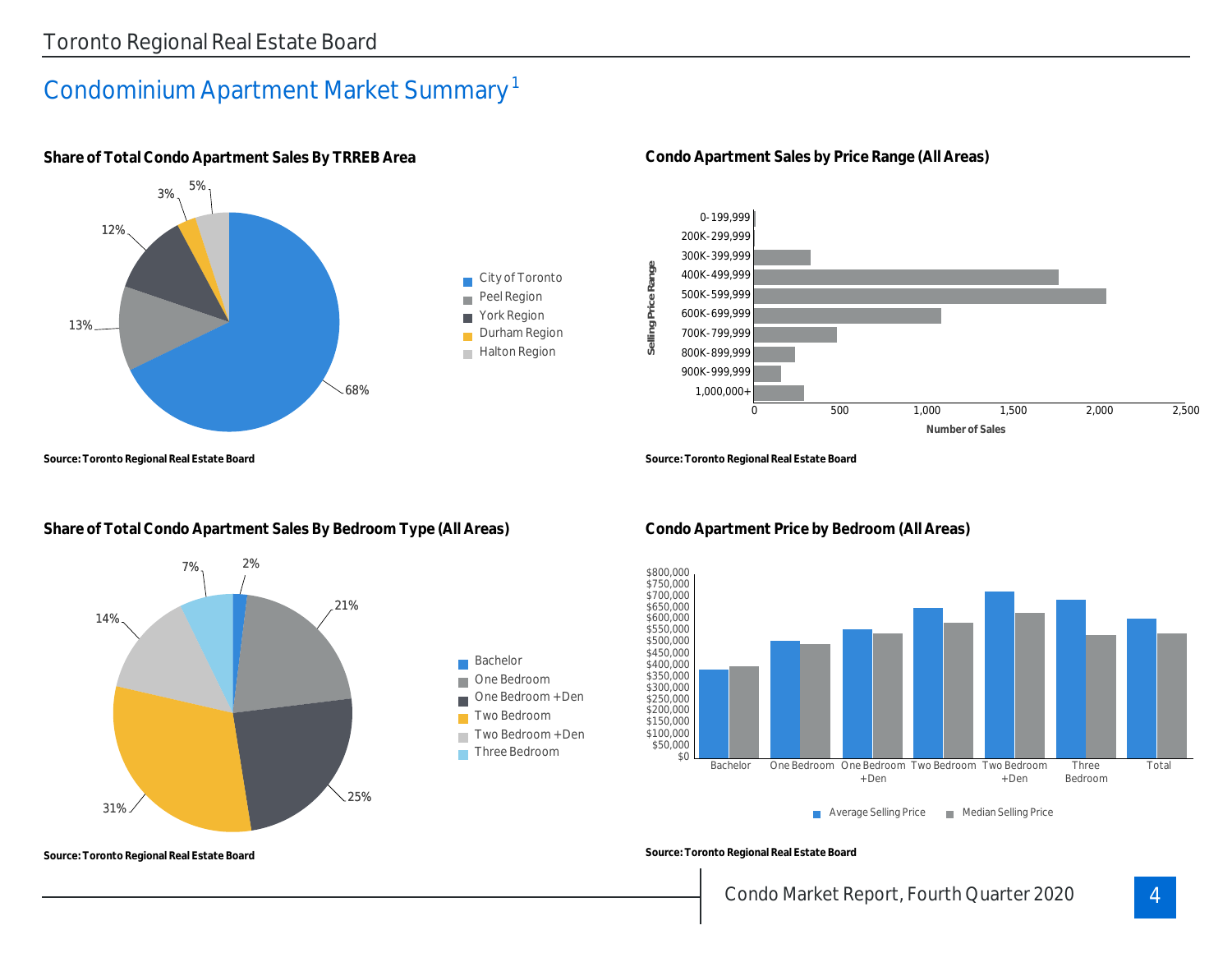## Condominium Apartment Market Summary[1]

### Share of Total Condo Apartment Sales By TRREB Area

| Area | Share |
|---|---|
| City of Toronto | 68% |
| Peel Region | 13% |
| York Region | 12% |
| Durham Region | 3% |
| Halton Region | 5% |

**Source: Toronto Regional Real Estate Board**

### Condo Apartment Sales by Price Range (All Areas)

Selling Price Range: 0-199,999; 200K-299,999; 300K-399,999; 400K-499,999; 500K-599,999; 600K-699,999; 700K-799,999; 800K-899,999; 900K-999,999; 1,000,000+

Number of Sales: 0; 500; 1,000; 1,500; 2,000; 2,500

**Source: Toronto Regional Real Estate Board**

### Share of Total Condo Apartment Sales By Bedroom Type (All Areas)

| Bedroom Type | Share |
|---|---|
| Bachelor | 2% |
| One Bedroom | 21% |
| One Bedroom +Den | 25% |
| Two Bedroom | 31% |
| Two Bedroom +Den | 14% |
| Three Bedroom | 7% |

**Source: Toronto Regional Real Estate Board**

### Condo Apartment Price by Bedroom (All Areas)

Categories: Bachelor; One Bedroom; One Bedroom +Den; Two Bedroom; Two Bedroom +Den; Three Bedroom; Total

Legend: Average Selling Price; Median Selling Price

**Source: Toronto Regional Real Estate Board**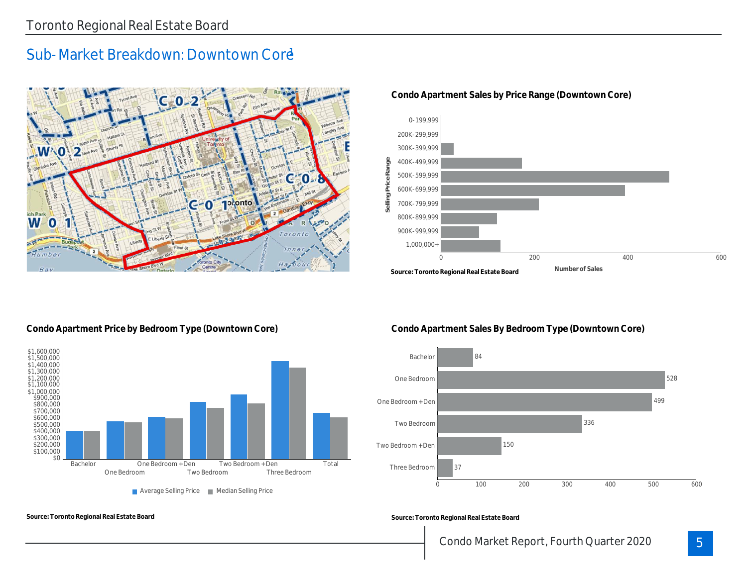## Sub-Market Breakdown: Downtown Core[1]

### Condo Apartment Sales by Price Range (Downtown Core)

Source: Toronto Regional Real Estate Board

### Condo Apartment Price by Bedroom Type (Downtown Core)

Source: Toronto Regional Real Estate Board

### Condo Apartment Sales By Bedroom Type (Downtown Core)

| Bedroom Type | Number of Sales |
|---|---|
| Bachelor | 84 |
| One Bedroom | 528 |
| One Bedroom + Den | 499 |
| Two Bedroom | 336 |
| Two Bedroom + Den | 150 |
| Three Bedroom | 37 |

Source: Toronto Regional Real Estate Board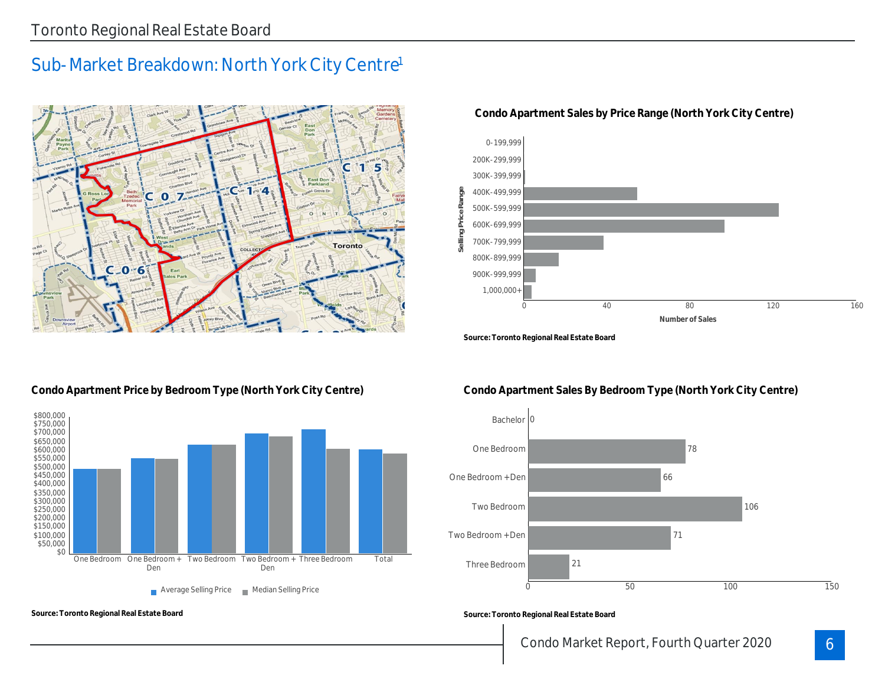## Sub-Market Breakdown: North York City Centre[1]

### Condo Apartment Sales by Price Range (North York City Centre)

Source: Toronto Regional Real Estate Board

### Condo Apartment Price by Bedroom Type (North York City Centre)

Source: Toronto Regional Real Estate Board

### Condo Apartment Sales By Bedroom Type (North York City Centre)

| Bedroom Type | Number of Sales |
|---|---|
| Bachelor | 0 |
| One Bedroom | 78 |
| One Bedroom + Den | 66 |
| Two Bedroom | 106 |
| Two Bedroom + Den | 71 |
| Three Bedroom | 21 |

Source: Toronto Regional Real Estate Board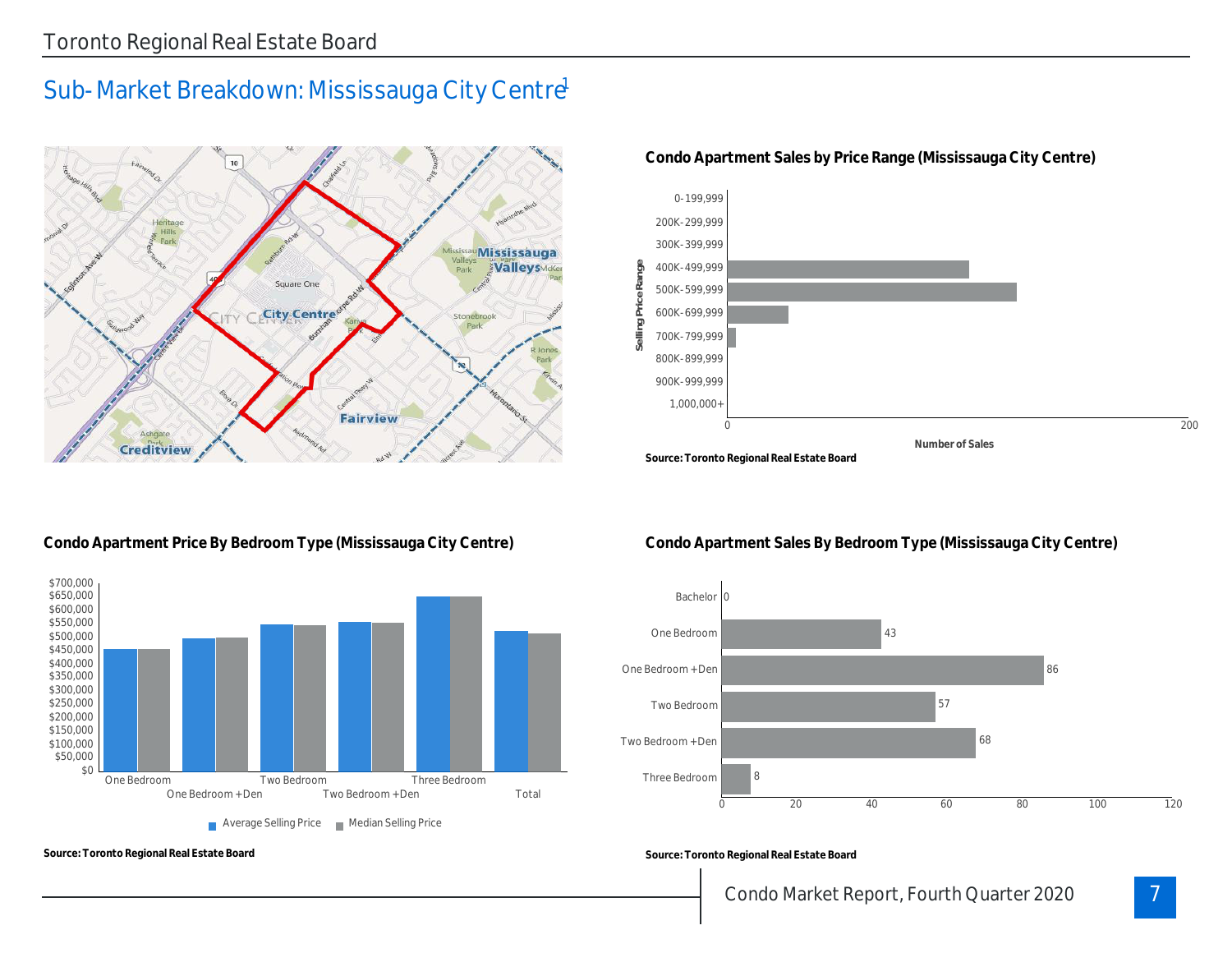## Sub-Market Breakdown: Mississauga City Centre[1]

### Condo Apartment Sales by Price Range (Mississauga City Centre)

Source: Toronto Regional Real Estate Board

### Condo Apartment Price By Bedroom Type (Mississauga City Centre)

Source: Toronto Regional Real Estate Board

### Condo Apartment Sales By Bedroom Type (Mississauga City Centre)

| Bedroom Type | Number of Sales |
|---|---|
| Bachelor | 0 |
| One Bedroom | 43 |
| One Bedroom +Den | 86 |
| Two Bedroom | 57 |
| Two Bedroom +Den | 68 |
| Three Bedroom | 8 |

Source: Toronto Regional Real Estate Board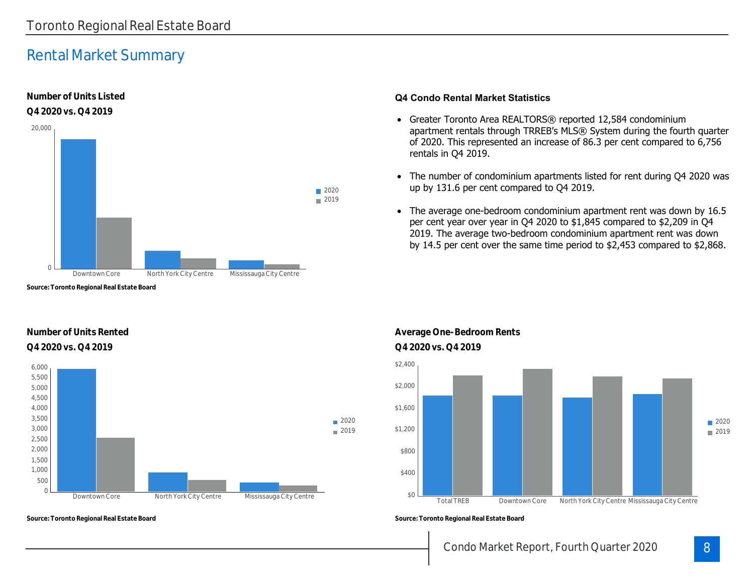## Rental Market Summary

### Number of Units Listed
### Q4 2020 vs. Q4 2019

Source: Toronto Regional Real Estate Board

### Q4 Condo Rental Market Statistics

- Greater Toronto Area REALTORS® reported 12,584 condominium apartment rentals through TRREB's MLS® System during the fourth quarter of 2020. This represented an increase of 86.3 per cent compared to 6,756 rentals in Q4 2019.
- The number of condominium apartments listed for rent during Q4 2020 was up by 131.6 per cent compared to Q4 2019.
- The average one-bedroom condominium apartment rent was down by 16.5 per cent year over year in Q4 2020 to $1,845 compared to $2,209 in Q4 2019. The average two-bedroom condominium apartment rent was down by 14.5 per cent over the same time period to $2,453 compared to $2,868.

### Number of Units Rented
### Q4 2020 vs. Q4 2019

Source: Toronto Regional Real Estate Board

### Average One-Bedroom Rents
### Q4 2020 vs. Q4 2019

Source: Toronto Regional Real Estate Board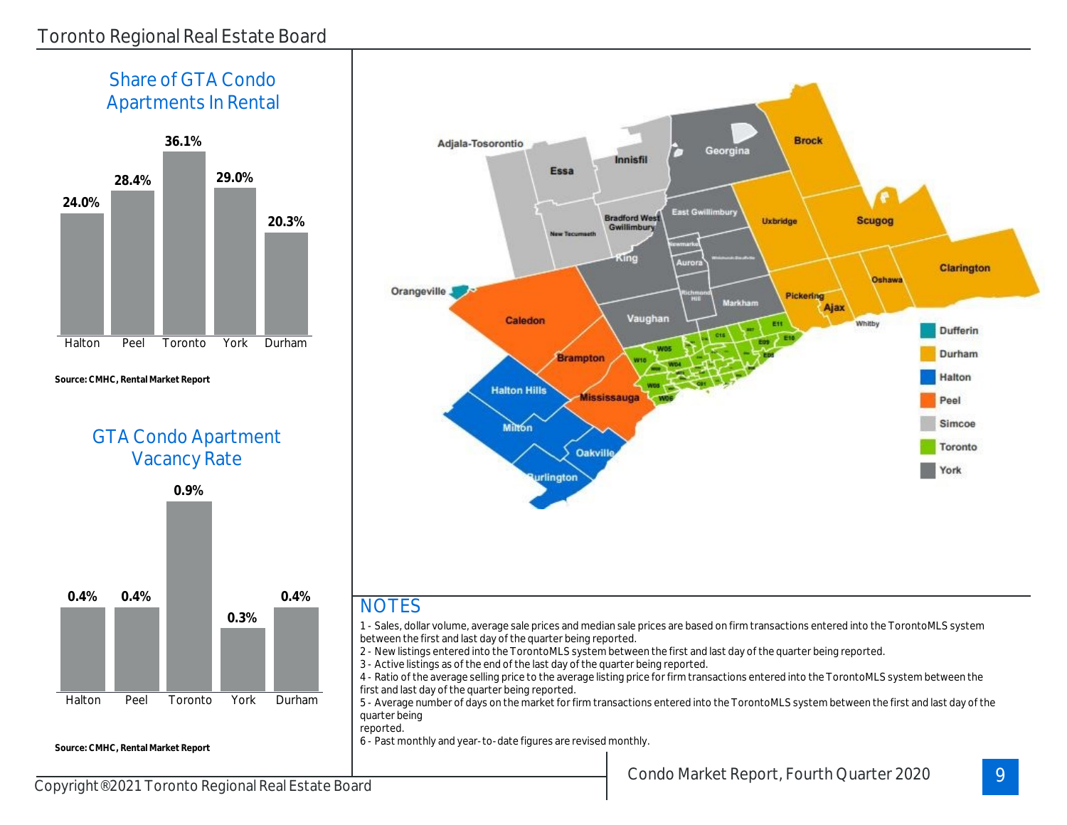## Share of GTA Condo Apartments In Rental

24.0%
28.4%
36.1%
29.0%
20.3%

Halton
Peel
Toronto
York
Durham

**Source: CMHC, Rental Market Report**

## GTA Condo Apartment Vacancy Rate

0.4%
0.4%
0.9%
0.3%
0.4%

Halton
Peel
Toronto
York
Durham

**Source: CMHC, Rental Market Report**

Adjala-Tosorontio
Essa
Innisfil
Georgina
Brock
New Tecumseth
Bradford West Gwillimbury
East Gwillimbury
Uxbridge
Scugog
King
Newmarket
Whitchurch-Stouffville
Aurora
Oshawa
Clarington
Orangeville
Richmond Hill
Markham
Pickering
Ajax
Caledon
Vaughan
Whitby
Brampton
Halton Hills
Mississauga
Milton
Oakville
Burlington

Dufferin
Durham
Halton
Peel
Simcoe
Toronto
York

## NOTES

1 - Sales, dollar volume, average sale prices and median sale prices are based on firm transactions entered into the TorontoMLS system between the first and last day of the quarter being reported.
2 - New listings entered into the TorontoMLS system between the first and last day of the quarter being reported.
3 - Active listings as of the end of the last day of the quarter being reported.
4 - Ratio of the average selling price to the average listing price for firm transactions entered into the TorontoMLS system between the first and last day of the quarter being reported.
5 - Average number of days on the market for firm transactions entered into the TorontoMLS system between the first and last day of the quarter being reported.
6 - Past monthly and year-to-date figures are revised monthly.

Copyright®2021 Toronto Regional Real Estate Board